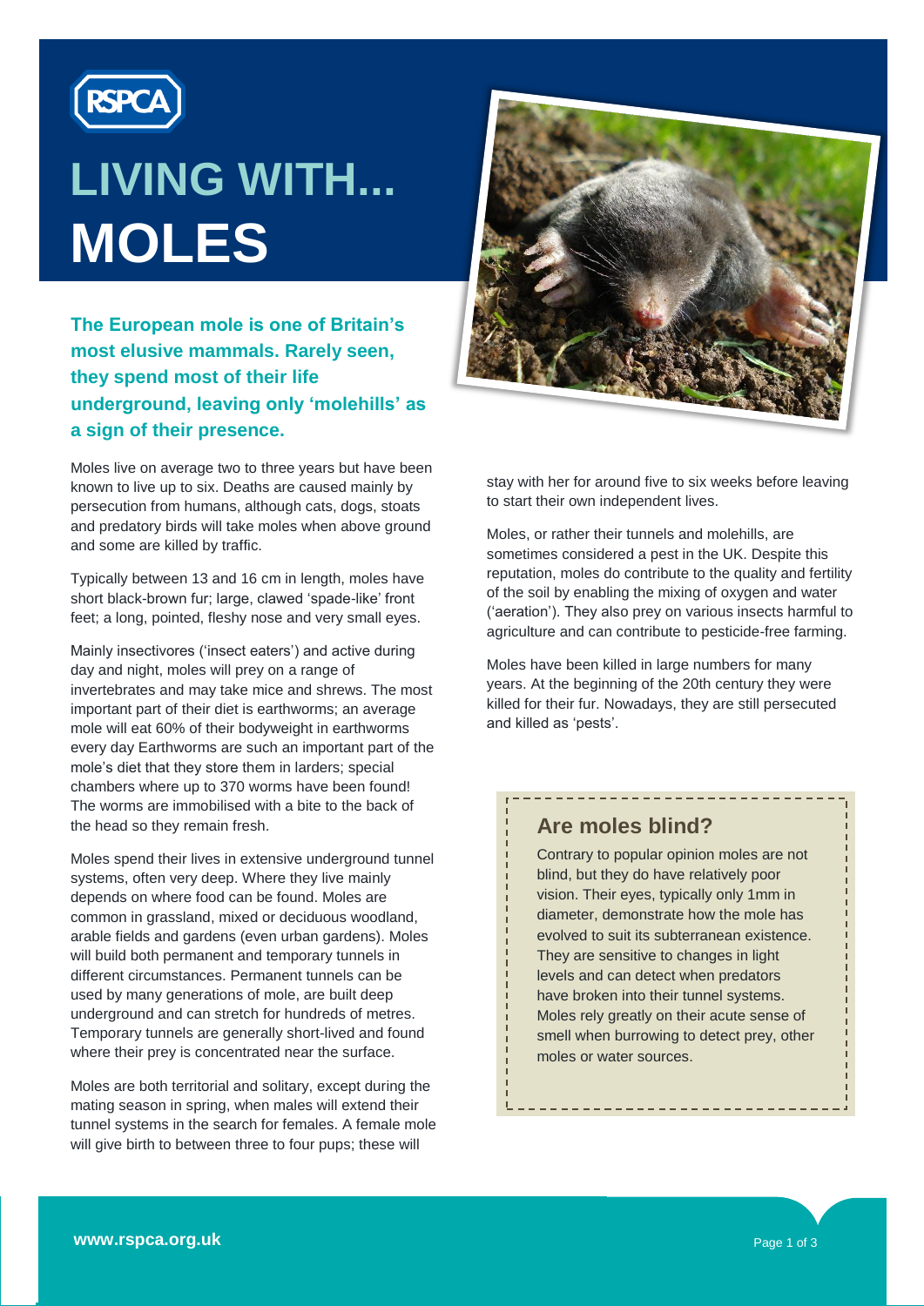RSPCA

# LIVING WITH... MOLES

**The European mole is one of Britain's most elusive mammals. Rarely seen, they spend most of their life underground, leaving only 'molehills' as a sign of their presence.**

Moles live on average two to three years but have been known to live up to six. Deaths are caused mainly by persecution from humans, although cats, dogs, stoats and predatory birds will take moles when above ground and some are killed by traffic.

Typically between 13 and 16 cm in length, moles have short black-brown fur; large, clawed 'spade-like' front feet; a long, pointed, fleshy nose and very small eyes.

Mainly insectivores ('insect eaters') and active during day and night, moles will prey on a range of invertebrates and may take mice and shrews. The most important part of their diet is earthworms; an average mole will eat 60% of their bodyweight in earthworms every day Earthworms are such an important part of the mole's diet that they store them in larders; special chambers where up to 370 worms have been found! The worms are immobilised with a bite to the back of the head so they remain fresh.

Moles spend their lives in extensive underground tunnel systems, often very deep. Where they live mainly depends on where food can be found. Moles are common in grassland, mixed or deciduous woodland, arable fields and gardens (even urban gardens). Moles will build both permanent and temporary tunnels in different circumstances. Permanent tunnels can be used by many generations of mole, are built deep underground and can stretch for hundreds of metres. Temporary tunnels are generally short-lived and found where their prey is concentrated near the surface.

Moles are both territorial and solitary, except during the mating season in spring, when males will extend their tunnel systems in the search for females. A female mole will give birth to between three to four pups; these will stay with her for around five to six weeks before leaving to start their own independent lives.

Moles, or rather their tunnels and molehills, are sometimes considered a pest in the UK. Despite this reputation, moles do contribute to the quality and fertility of the soil by enabling the mixing of oxygen and water ('aeration'). They also prey on various insects harmful to agriculture and can contribute to pesticide-free farming.

Moles have been killed in large numbers for many years. At the beginning of the 20th century they were killed for their fur. Nowadays, they are still persecuted and killed as 'pests'.

## Are moles blind?

Contrary to popular opinion moles are not blind, but they do have relatively poor vision. Their eyes, typically only 1mm in diameter, demonstrate how the mole has evolved to suit its subterranean existence. They are sensitive to changes in light levels and can detect when predators have broken into their tunnel systems. Moles rely greatly on their acute sense of smell when burrowing to detect prey, other moles or water sources.

www.rspca.org.uk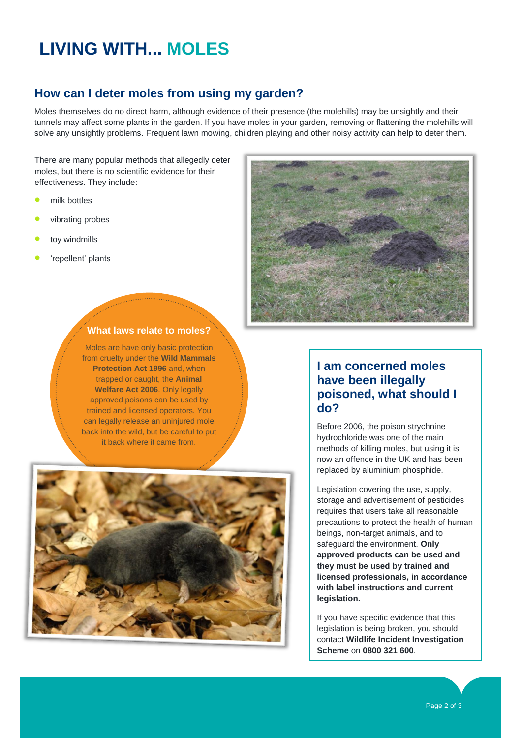# LIVING WITH... MOLES

## How can I deter moles from using my garden?

Moles themselves do no direct harm, although evidence of their presence (the molehills) may be unsightly and their tunnels may affect some plants in the garden. If you have moles in your garden, removing or flattening the molehills will solve any unsightly problems. Frequent lawn mowing, children playing and other noisy activity can help to deter them.

There are many popular methods that allegedly deter moles, but there is no scientific evidence for their effectiveness. They include:

- milk bottles
- vibrating probes
- toy windmills
- 'repellent' plants

### What laws relate to moles?

Moles are have only basic protection from cruelty under the **Wild Mammals Protection Act 1996** and, when trapped or caught, the **Animal Welfare Act 2006**. Only legally approved poisons can be used by trained and licensed operators. You can legally release an uninjured mole back into the wild, but be careful to put it back where it came from.

### I am concerned moles have been illegally poisoned, what should I do?

Before 2006, the poison strychnine hydrochloride was one of the main methods of killing moles, but using it is now an offence in the UK and has been replaced by aluminium phosphide.

Legislation covering the use, supply, storage and advertisement of pesticides requires that users take all reasonable precautions to protect the health of human beings, non-target animals, and to safeguard the environment. **Only approved products can be used and they must be used by trained and licensed professionals, in accordance with label instructions and current legislation.**

If you have specific evidence that this legislation is being broken, you should contact **Wildlife Incident Investigation Scheme** on **0800 321 600**.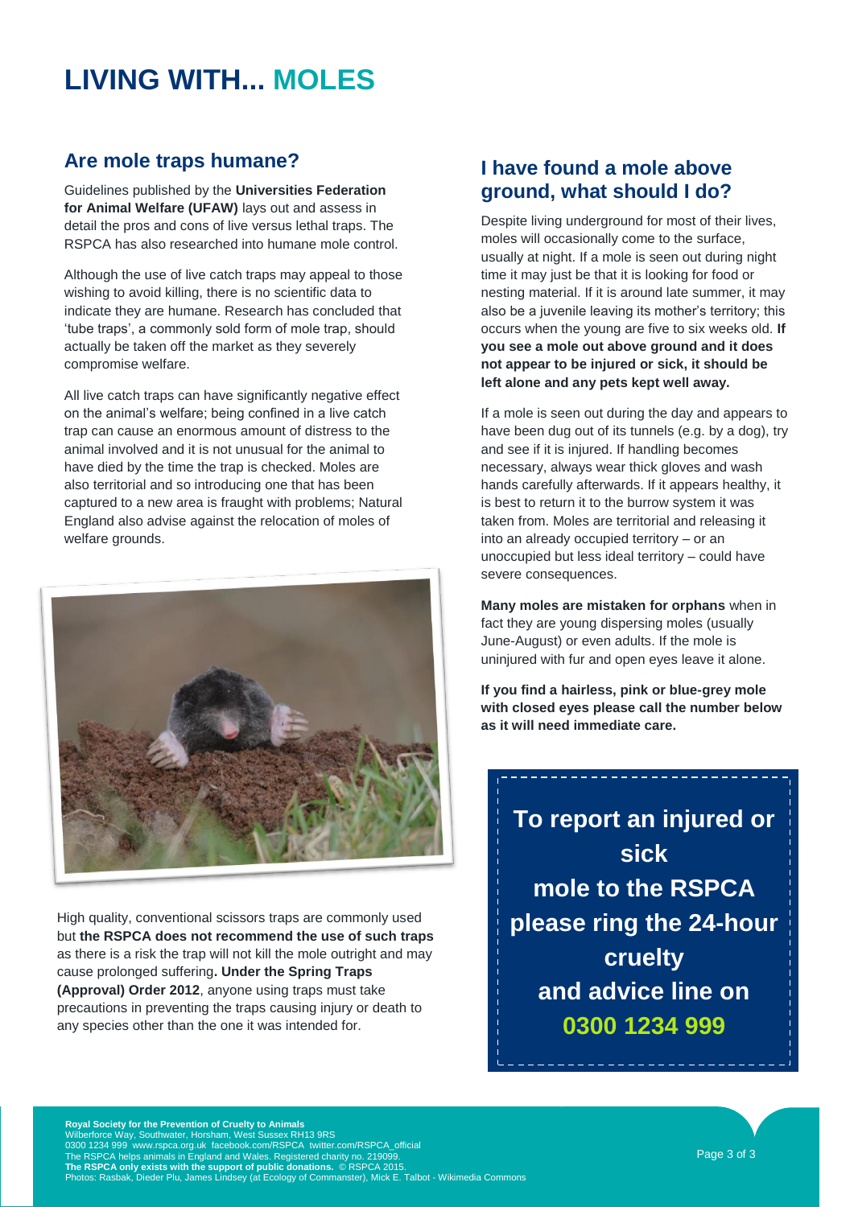# LIVING WITH... MOLES

## Are mole traps humane?

Guidelines published by the **Universities Federation for Animal Welfare (UFAW)** lays out and assess in detail the pros and cons of live versus lethal traps. The RSPCA has also researched into humane mole control.

Although the use of live catch traps may appeal to those wishing to avoid killing, there is no scientific data to indicate they are humane. Research has concluded that 'tube traps', a commonly sold form of mole trap, should actually be taken off the market as they severely compromise welfare.

All live catch traps can have significantly negative effect on the animal's welfare; being confined in a live catch trap can cause an enormous amount of distress to the animal involved and it is not unusual for the animal to have died by the time the trap is checked. Moles are also territorial and so introducing one that has been captured to a new area is fraught with problems; Natural England also advise against the relocation of moles of welfare grounds.

High quality, conventional scissors traps are commonly used but **the RSPCA does not recommend the use of such traps** as there is a risk the trap will not kill the mole outright and may cause prolonged suffering**. Under the Spring Traps (Approval) Order 2012**, anyone using traps must take precautions in preventing the traps causing injury or death to any species other than the one it was intended for.

## I have found a mole above ground, what should I do?

Despite living underground for most of their lives, moles will occasionally come to the surface, usually at night. If a mole is seen out during night time it may just be that it is looking for food or nesting material. If it is around late summer, it may also be a juvenile leaving its mother's territory; this occurs when the young are five to six weeks old. **If you see a mole out above ground and it does not appear to be injured or sick, it should be left alone and any pets kept well away.**

If a mole is seen out during the day and appears to have been dug out of its tunnels (e.g. by a dog), try and see if it is injured. If handling becomes necessary, always wear thick gloves and wash hands carefully afterwards. If it appears healthy, it is best to return it to the burrow system it was taken from. Moles are territorial and releasing it into an already occupied territory – or an unoccupied but less ideal territory – could have severe consequences.

**Many moles are mistaken for orphans** when in fact they are young dispersing moles (usually June-August) or even adults. If the mole is uninjured with fur and open eyes leave it alone.

**If you find a hairless, pink or blue-grey mole with closed eyes please call the number below as it will need immediate care.**

**To report an injured or sick mole to the RSPCA please ring the 24-hour cruelty and advice line on 0300 1234 999**

**Royal Society for the Prevention of Cruelty to Animals**
Wilberforce Way, Southwater, Horsham, West Sussex RH13 9RS
0300 1234 999 www.rspca.org.uk facebook.com/RSPCA twitter.com/RSPCA_official
The RSPCA helps animals in England and Wales. Registered charity no. 219099.
**The RSPCA only exists with the support of public donations.** © RSPCA 2015.
Photos: Rasbak, Dieder Plu, James Lindsey (at Ecology of Commanster), Mick E. Talbot - Wikimedia Commons